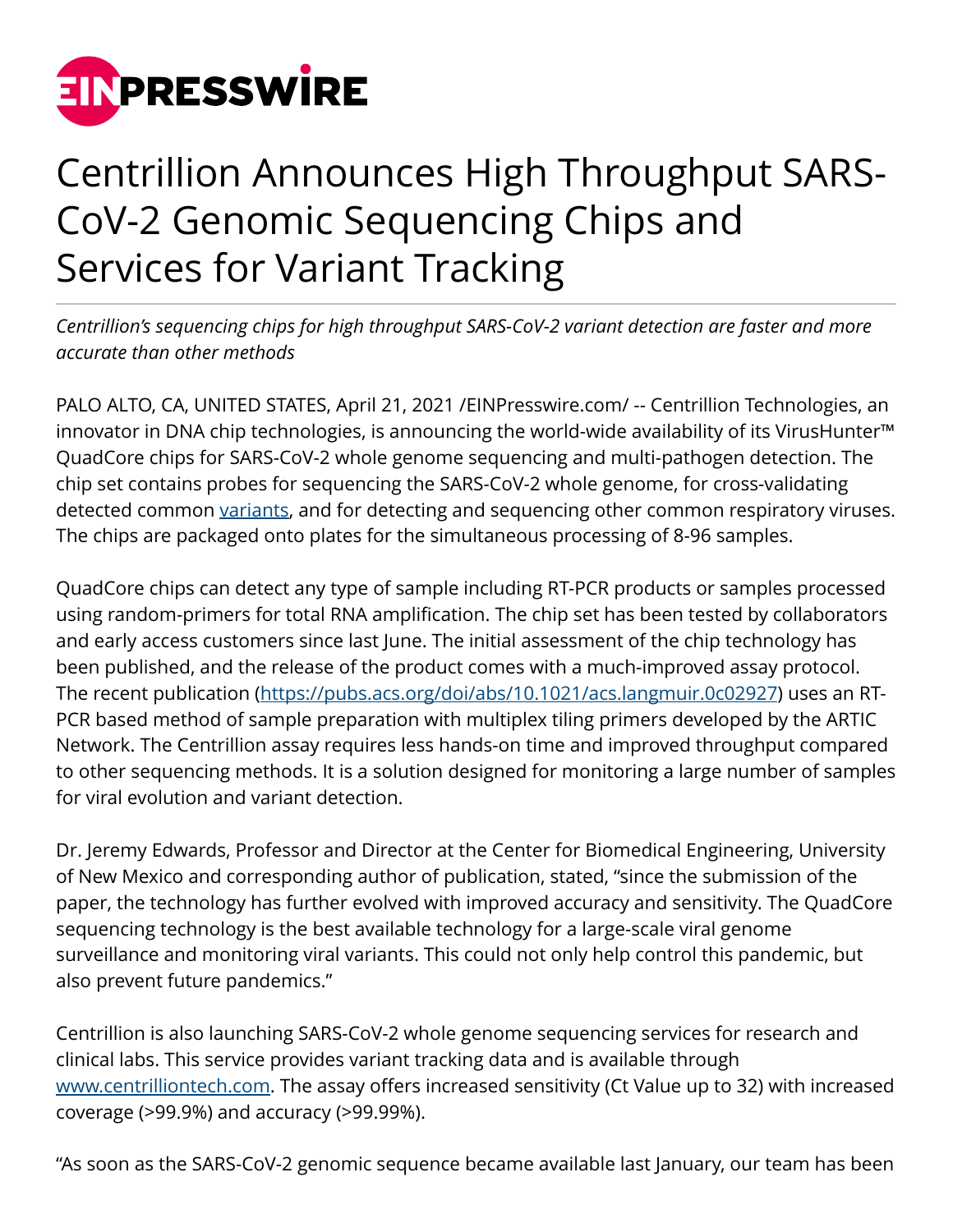# Centrillion Announces High Throughput SARS-CoV-2 Genomic Sequencing Chips and Services for Variant Tracking

*Centrillion's sequencing chips for high throughput SARS-CoV-2 variant detection are faster and more accurate than other methods*

PALO ALTO, CA, UNITED STATES, April 21, 2021 /EINPresswire.com/ -- Centrillion Technologies, an innovator in DNA chip technologies, is announcing the world-wide availability of its VirusHunter™ QuadCore chips for SARS-CoV-2 whole genome sequencing and multi-pathogen detection. The chip set contains probes for sequencing the SARS-CoV-2 whole genome, for cross-validating detected common variants, and for detecting and sequencing other common respiratory viruses. The chips are packaged onto plates for the simultaneous processing of 8-96 samples.

QuadCore chips can detect any type of sample including RT-PCR products or samples processed using random-primers for total RNA amplification. The chip set has been tested by collaborators and early access customers since last June. The initial assessment of the chip technology has been published, and the release of the product comes with a much-improved assay protocol. The recent publication (https://pubs.acs.org/doi/abs/10.1021/acs.langmuir.0c02927) uses an RT-PCR based method of sample preparation with multiplex tiling primers developed by the ARTIC Network. The Centrillion assay requires less hands-on time and improved throughput compared to other sequencing methods. It is a solution designed for monitoring a large number of samples for viral evolution and variant detection.

Dr. Jeremy Edwards, Professor and Director at the Center for Biomedical Engineering, University of New Mexico and corresponding author of publication, stated, "since the submission of the paper, the technology has further evolved with improved accuracy and sensitivity. The QuadCore sequencing technology is the best available technology for a large-scale viral genome surveillance and monitoring viral variants. This could not only help control this pandemic, but also prevent future pandemics."

Centrillion is also launching SARS-CoV-2 whole genome sequencing services for research and clinical labs. This service provides variant tracking data and is available through www.centrilliontech.com. The assay offers increased sensitivity (Ct Value up to 32) with increased coverage (>99.9%) and accuracy (>99.99%).

"As soon as the SARS-CoV-2 genomic sequence became available last January, our team has been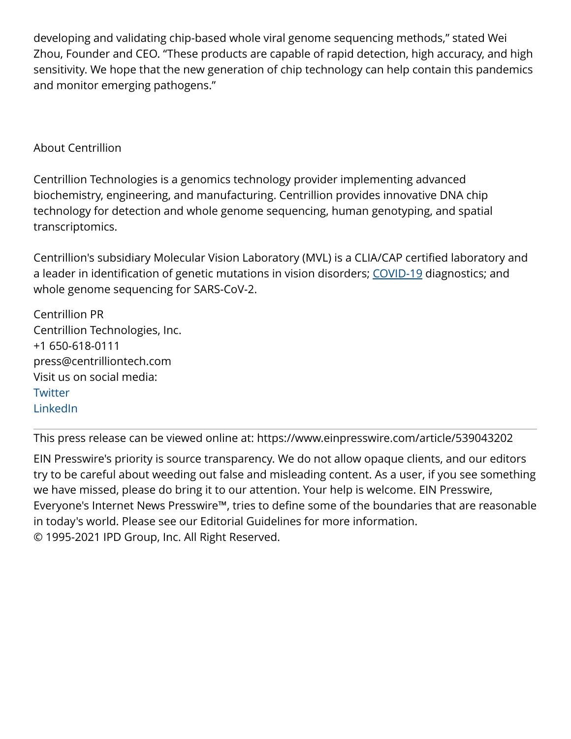developing and validating chip-based whole viral genome sequencing methods," stated Wei Zhou, Founder and CEO. "These products are capable of rapid detection, high accuracy, and high sensitivity. We hope that the new generation of chip technology can help contain this pandemics and monitor emerging pathogens."

About Centrillion

Centrillion Technologies is a genomics technology provider implementing advanced biochemistry, engineering, and manufacturing. Centrillion provides innovative DNA chip technology for detection and whole genome sequencing, human genotyping, and spatial transcriptomics.

Centrillion's subsidiary Molecular Vision Laboratory (MVL) is a CLIA/CAP certified laboratory and a leader in identification of genetic mutations in vision disorders; COVID-19 diagnostics; and whole genome sequencing for SARS-CoV-2.

Centrillion PR
Centrillion Technologies, Inc.
+1 650-618-0111
press@centrilliontech.com
Visit us on social media:
Twitter
LinkedIn

---

This press release can be viewed online at: https://www.einpresswire.com/article/539043202

EIN Presswire's priority is source transparency. We do not allow opaque clients, and our editors try to be careful about weeding out false and misleading content. As a user, if you see something we have missed, please do bring it to our attention. Your help is welcome. EIN Presswire, Everyone's Internet News Presswire™, tries to define some of the boundaries that are reasonable in today's world. Please see our Editorial Guidelines for more information.
© 1995-2021 IPD Group, Inc. All Right Reserved.